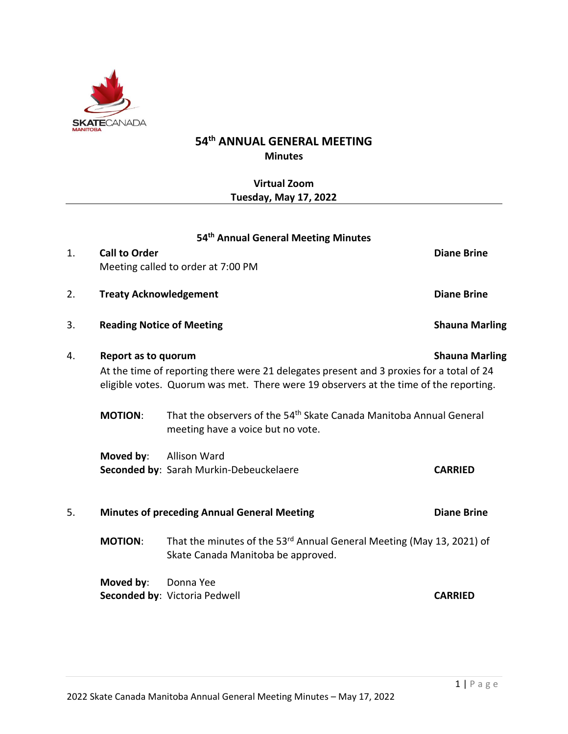# 54th ANNUAL GENERAL MEETING

**Minutes**

**Virtual Zoom**
**Tuesday, May 17, 2022**

## 54th Annual General Meeting Minutes

1. **Call to Order** — **Diane Brine**
   Meeting called to order at 7:00 PM

2. **Treaty Acknowledgement** — **Diane Brine**

3. **Reading Notice of Meeting** — **Shauna Marling**

4. **Report as to quorum** — **Shauna Marling**
   At the time of reporting there were 21 delegates present and 3 proxies for a total of 24 eligible votes. Quorum was met. There were 19 observers at the time of the reporting.

   **MOTION**: That the observers of the 54th Skate Canada Manitoba Annual General meeting have a voice but no vote.

   **Moved by**: Allison Ward
   **Seconded by**: Sarah Murkin-Debeuckelaere — **CARRIED**

5. **Minutes of preceding Annual General Meeting** — **Diane Brine**

   **MOTION**: That the minutes of the 53rd Annual General Meeting (May 13, 2021) of Skate Canada Manitoba be approved.

   **Moved by**: Donna Yee
   **Seconded by**: Victoria Pedwell — **CARRIED**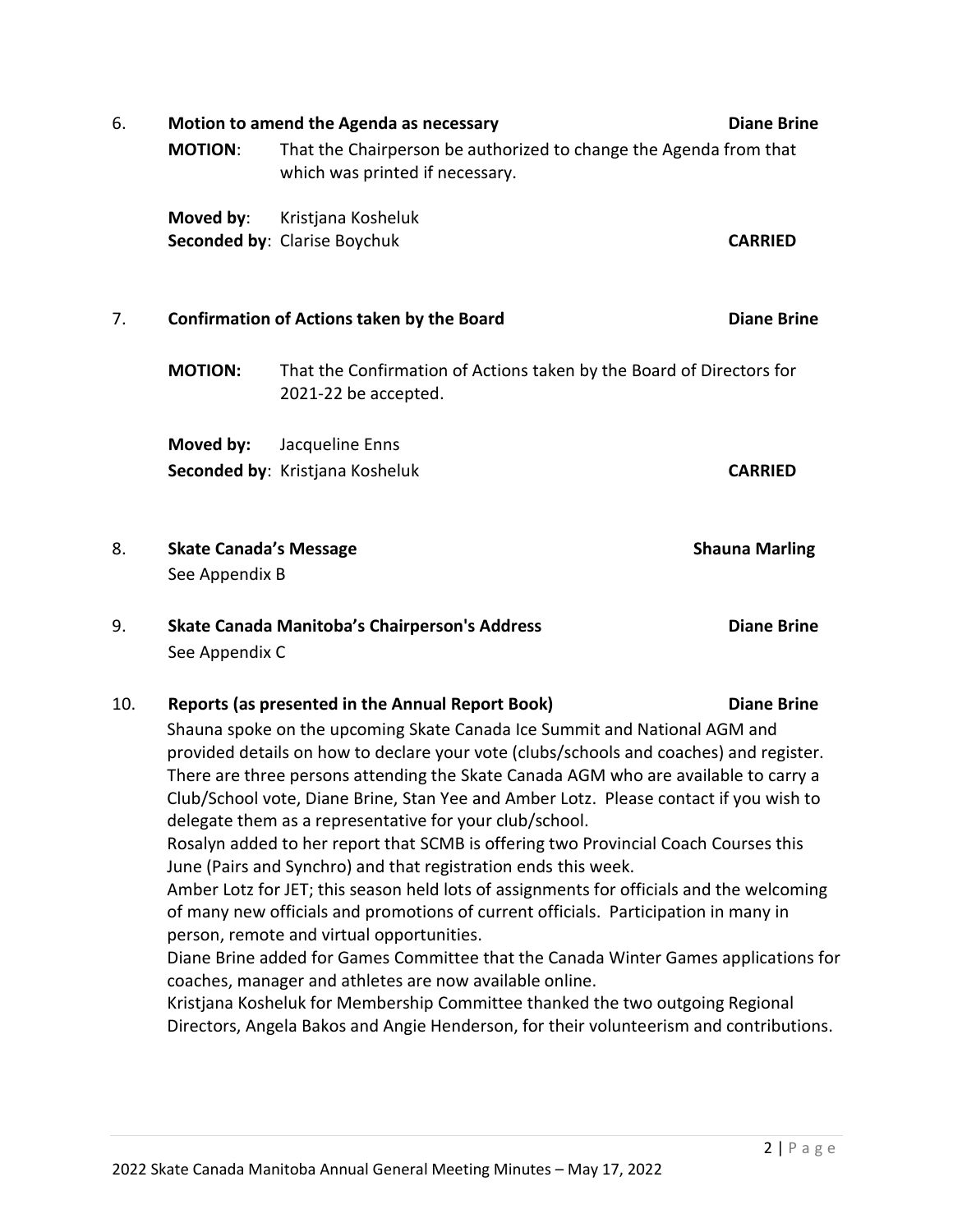6. **Motion to amend the Agenda as necessary** **Diane Brine**

**MOTION**: That the Chairperson be authorized to change the Agenda from that which was printed if necessary.

**Moved by**: Kristjana Kosheluk
**Seconded by**: Clarise Boychuk **CARRIED**

7. **Confirmation of Actions taken by the Board** **Diane Brine**

**MOTION:** That the Confirmation of Actions taken by the Board of Directors for 2021-22 be accepted.

**Moved by:** Jacqueline Enns
**Seconded by**: Kristjana Kosheluk **CARRIED**

8. **Skate Canada's Message** **Shauna Marling**
See Appendix B

9. **Skate Canada Manitoba's Chairperson's Address** **Diane Brine**
See Appendix C

10. **Reports (as presented in the Annual Report Book)** **Diane Brine**

Shauna spoke on the upcoming Skate Canada Ice Summit and National AGM and provided details on how to declare your vote (clubs/schools and coaches) and register. There are three persons attending the Skate Canada AGM who are available to carry a Club/School vote, Diane Brine, Stan Yee and Amber Lotz. Please contact if you wish to delegate them as a representative for your club/school.
Rosalyn added to her report that SCMB is offering two Provincial Coach Courses this June (Pairs and Synchro) and that registration ends this week.
Amber Lotz for JET; this season held lots of assignments for officials and the welcoming of many new officials and promotions of current officials. Participation in many in person, remote and virtual opportunities.
Diane Brine added for Games Committee that the Canada Winter Games applications for coaches, manager and athletes are now available online.
Kristjana Kosheluk for Membership Committee thanked the two outgoing Regional Directors, Angela Bakos and Angie Henderson, for their volunteerism and contributions.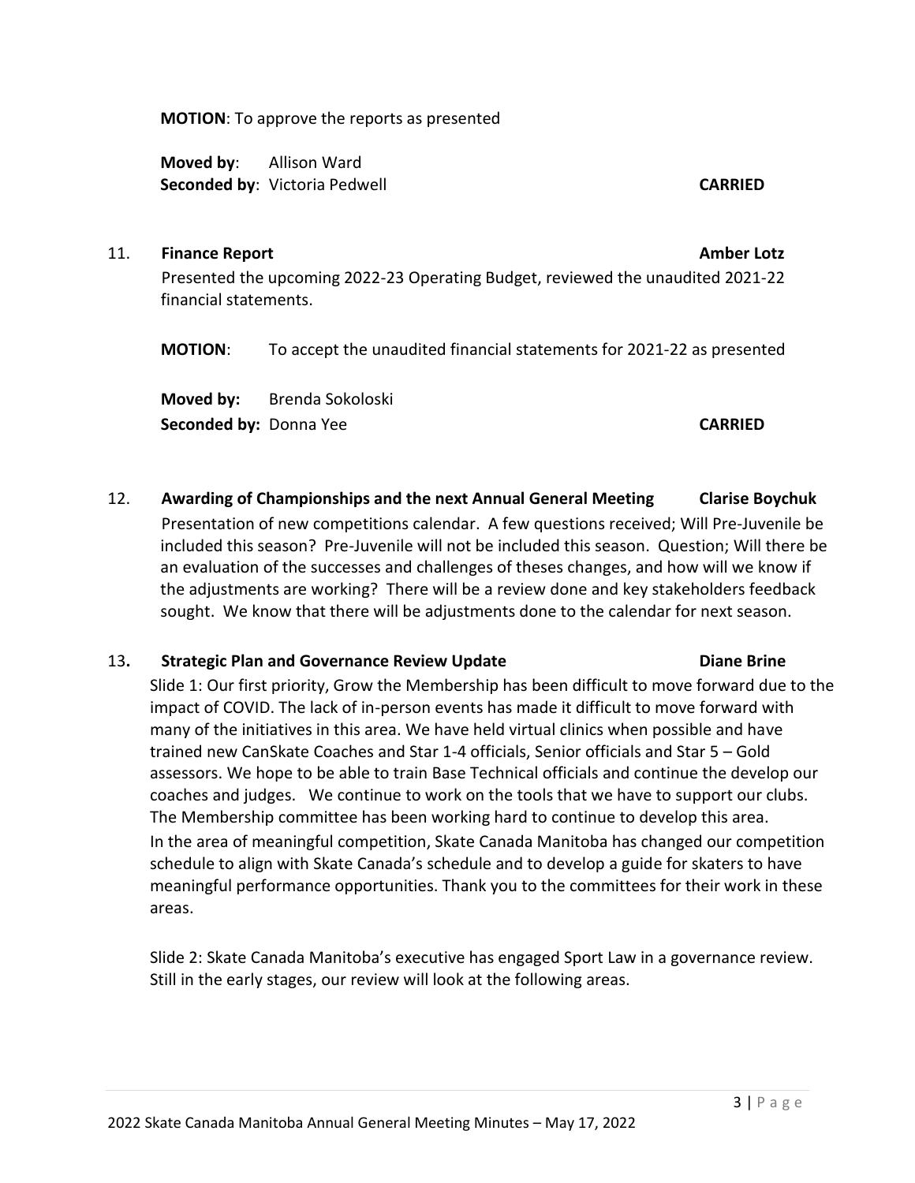**MOTION**: To approve the reports as presented

**Moved by**: Allison Ward
**Seconded by**: Victoria Pedwell **CARRIED**

11. **Finance Report** **Amber Lotz**

Presented the upcoming 2022-23 Operating Budget, reviewed the unaudited 2021-22 financial statements.

**MOTION**: To accept the unaudited financial statements for 2021-22 as presented

**Moved by:** Brenda Sokoloski
**Seconded by:** Donna Yee **CARRIED**

12. **Awarding of Championships and the next Annual General Meeting** **Clarise Boychuk**

Presentation of new competitions calendar. A few questions received; Will Pre-Juvenile be included this season? Pre-Juvenile will not be included this season. Question; Will there be an evaluation of the successes and challenges of theses changes, and how will we know if the adjustments are working? There will be a review done and key stakeholders feedback sought. We know that there will be adjustments done to the calendar for next season.

13. **Strategic Plan and Governance Review Update** **Diane Brine**

Slide 1: Our first priority, Grow the Membership has been difficult to move forward due to the impact of COVID. The lack of in-person events has made it difficult to move forward with many of the initiatives in this area. We have held virtual clinics when possible and have trained new CanSkate Coaches and Star 1-4 officials, Senior officials and Star 5 – Gold assessors. We hope to be able to train Base Technical officials and continue the develop our coaches and judges. We continue to work on the tools that we have to support our clubs. The Membership committee has been working hard to continue to develop this area.
In the area of meaningful competition, Skate Canada Manitoba has changed our competition schedule to align with Skate Canada's schedule and to develop a guide for skaters to have meaningful performance opportunities. Thank you to the committees for their work in these areas.

Slide 2: Skate Canada Manitoba's executive has engaged Sport Law in a governance review. Still in the early stages, our review will look at the following areas.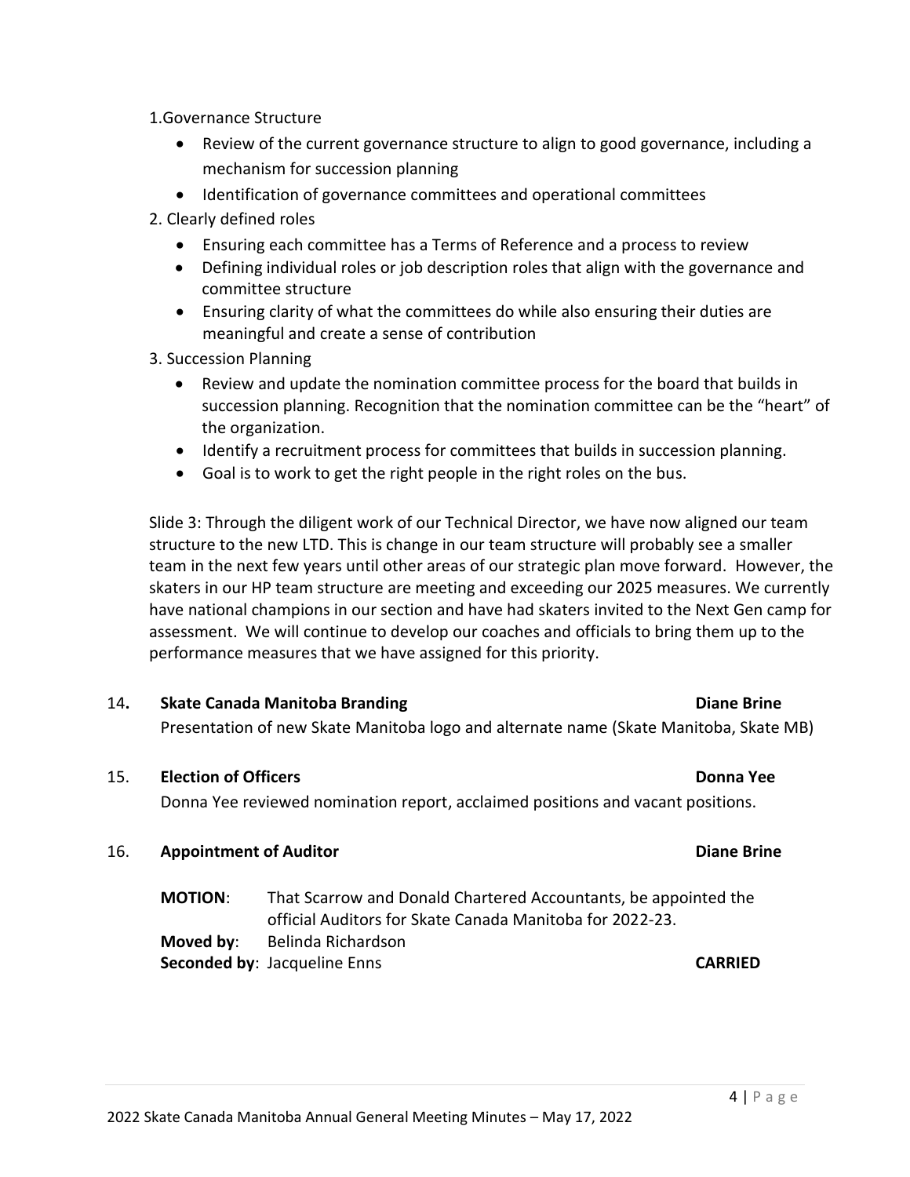1.Governance Structure

- Review of the current governance structure to align to good governance, including a mechanism for succession planning
- Identification of governance committees and operational committees

2. Clearly defined roles

- Ensuring each committee has a Terms of Reference and a process to review
- Defining individual roles or job description roles that align with the governance and committee structure
- Ensuring clarity of what the committees do while also ensuring their duties are meaningful and create a sense of contribution

3. Succession Planning

- Review and update the nomination committee process for the board that builds in succession planning. Recognition that the nomination committee can be the "heart" of the organization.
- Identify a recruitment process for committees that builds in succession planning.
- Goal is to work to get the right people in the right roles on the bus.

Slide 3: Through the diligent work of our Technical Director, we have now aligned our team structure to the new LTD. This is change in our team structure will probably see a smaller team in the next few years until other areas of our strategic plan move forward. However, the skaters in our HP team structure are meeting and exceeding our 2025 measures. We currently have national champions in our section and have had skaters invited to the Next Gen camp for assessment. We will continue to develop our coaches and officials to bring them up to the performance measures that we have assigned for this priority.

14. **Skate Canada Manitoba Branding** — **Diane Brine**

Presentation of new Skate Manitoba logo and alternate name (Skate Manitoba, Skate MB)

15. **Election of Officers** — **Donna Yee**

Donna Yee reviewed nomination report, acclaimed positions and vacant positions.

16. **Appointment of Auditor** — **Diane Brine**

**MOTION**: That Scarrow and Donald Chartered Accountants, be appointed the official Auditors for Skate Canada Manitoba for 2022-23.
**Moved by**: Belinda Richardson
**Seconded by**: Jacqueline Enns — **CARRIED**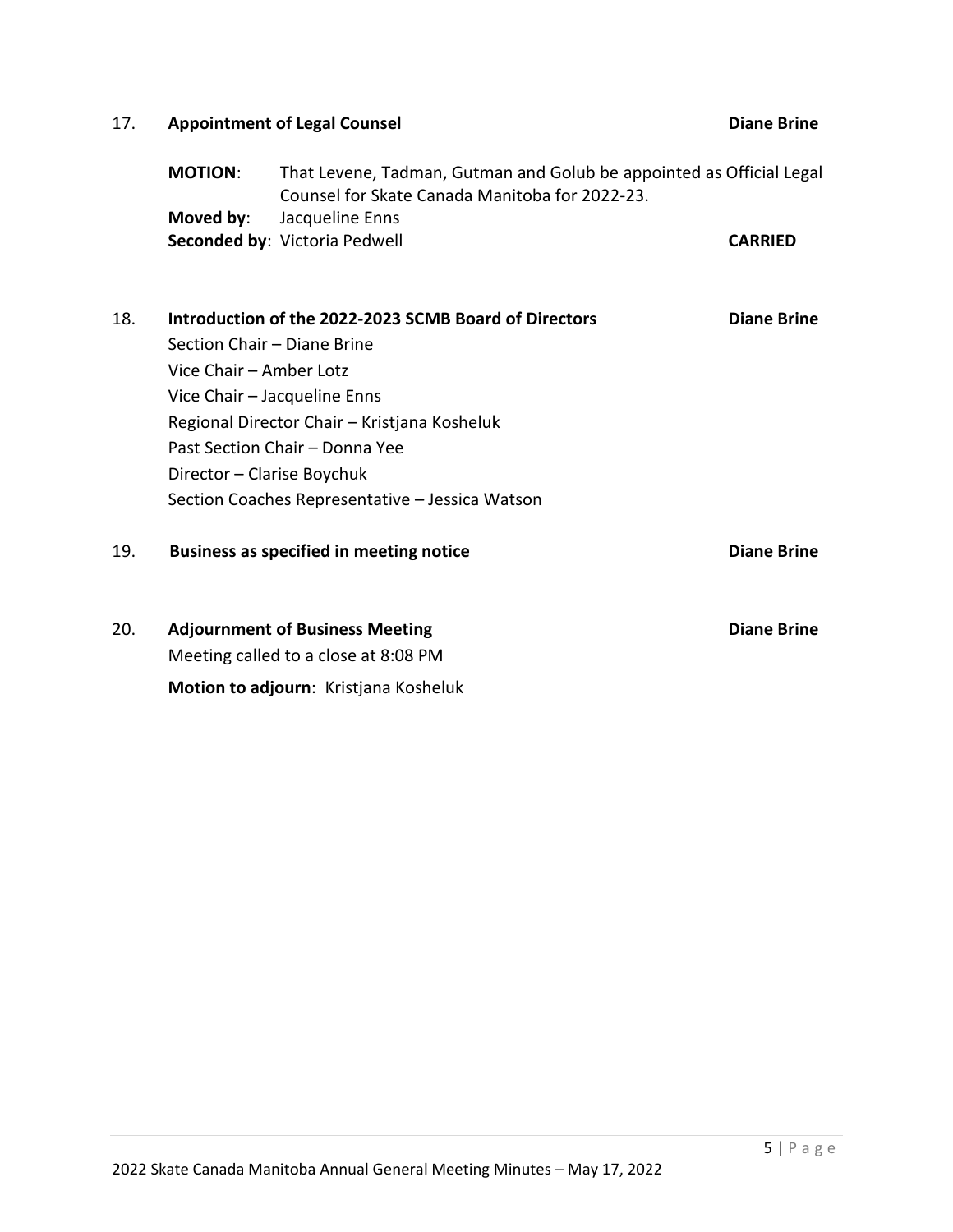17. **Appointment of Legal Counsel** **Diane Brine**

**MOTION**: That Levene, Tadman, Gutman and Golub be appointed as Official Legal Counsel for Skate Canada Manitoba for 2022-23.
**Moved by**: Jacqueline Enns
**Seconded by**: Victoria Pedwell **CARRIED**

18. **Introduction of the 2022-2023 SCMB Board of Directors** **Diane Brine**

Section Chair – Diane Brine
Vice Chair – Amber Lotz
Vice Chair – Jacqueline Enns
Regional Director Chair – Kristjana Kosheluk
Past Section Chair – Donna Yee
Director – Clarise Boychuk
Section Coaches Representative – Jessica Watson

19. **Business as specified in meeting notice** **Diane Brine**

20. **Adjournment of Business Meeting** **Diane Brine**

Meeting called to a close at 8:08 PM

**Motion to adjourn**: Kristjana Kosheluk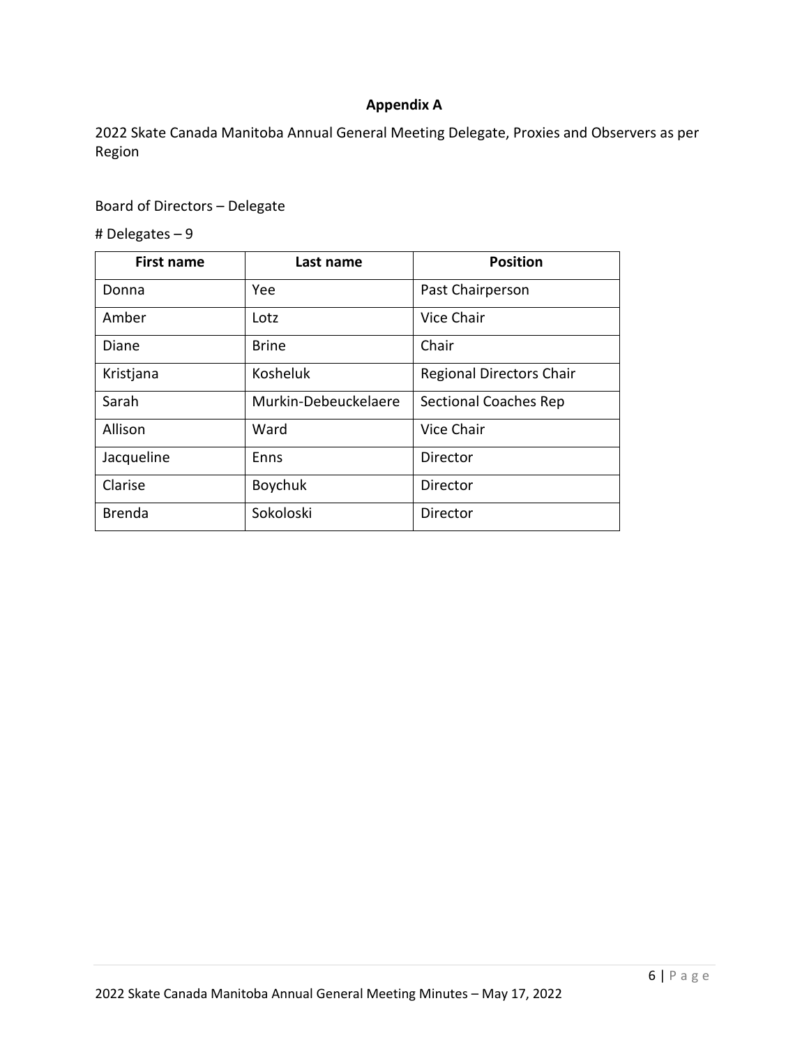## Appendix A

2022 Skate Canada Manitoba Annual General Meeting Delegate, Proxies and Observers as per Region

Board of Directors – Delegate

# Delegates – 9

| First name | Last name | Position |
|---|---|---|
| Donna | Yee | Past Chairperson |
| Amber | Lotz | Vice Chair |
| Diane | Brine | Chair |
| Kristjana | Kosheluk | Regional Directors Chair |
| Sarah | Murkin-Debeuckelaere | Sectional Coaches Rep |
| Allison | Ward | Vice Chair |
| Jacqueline | Enns | Director |
| Clarise | Boychuk | Director |
| Brenda | Sokoloski | Director |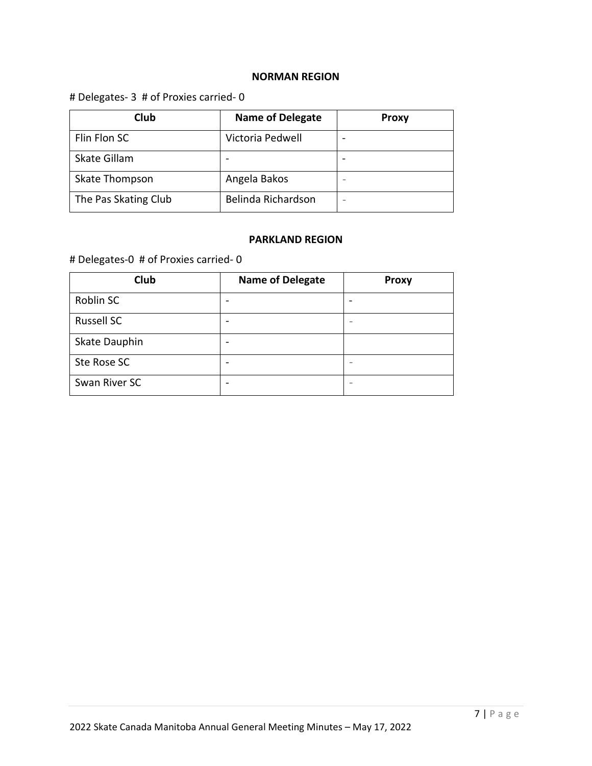**NORMAN REGION**

# Delegates- 3  # of Proxies carried- 0

| Club | Name of Delegate | Proxy |
| --- | --- | --- |
| Flin Flon SC | Victoria Pedwell | - |
| Skate Gillam | - | - |
| Skate Thompson | Angela Bakos | - |
| The Pas Skating Club | Belinda Richardson | - |

**PARKLAND REGION**

# Delegates-0  # of Proxies carried- 0

| Club | Name of Delegate | Proxy |
| --- | --- | --- |
| Roblin SC | - | - |
| Russell SC | - | - |
| Skate Dauphin | - | |
| Ste Rose SC | - | - |
| Swan River SC | - | - |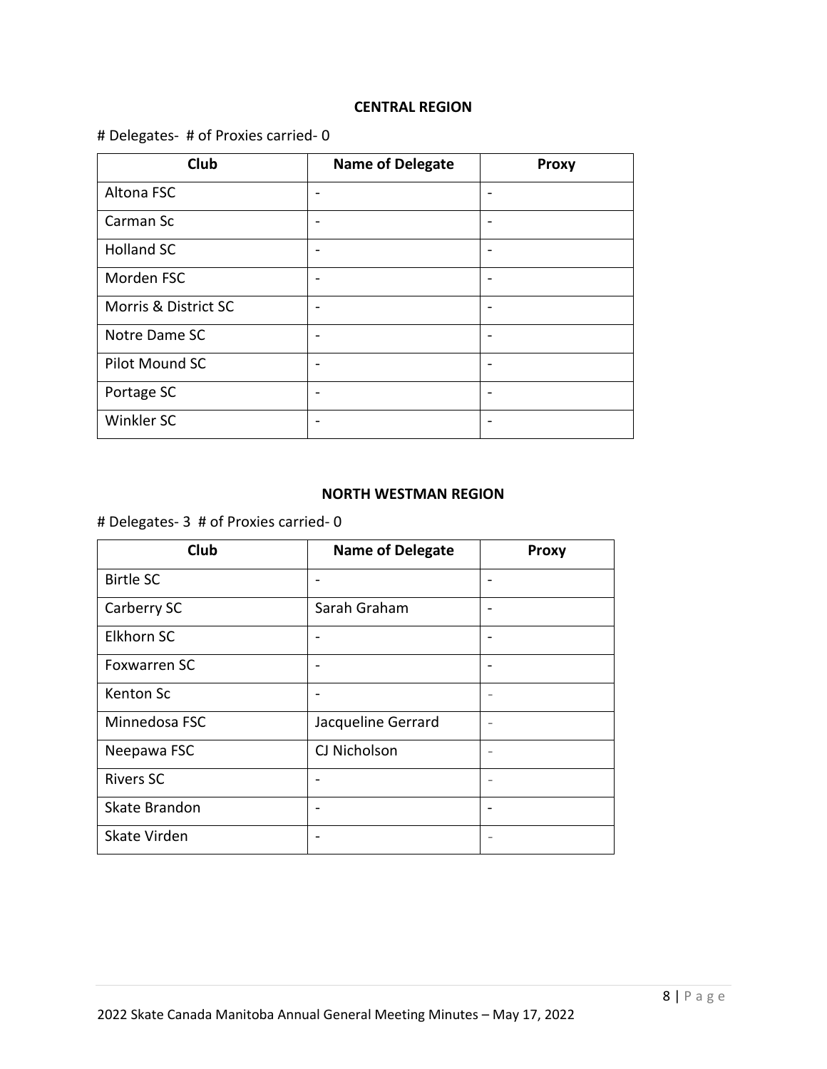**CENTRAL REGION**

# Delegates-  # of Proxies carried- 0

| Club | Name of Delegate | Proxy |
|---|---|---|
| Altona FSC | - | - |
| Carman Sc | - | - |
| Holland SC | - | - |
| Morden FSC | - | - |
| Morris & District SC | - | - |
| Notre Dame SC | - | - |
| Pilot Mound SC | - | - |
| Portage SC | - | - |
| Winkler SC | - | - |

**NORTH WESTMAN REGION**

# Delegates- 3  # of Proxies carried- 0

| Club | Name of Delegate | Proxy |
|---|---|---|
| Birtle SC | - | - |
| Carberry SC | Sarah Graham | - |
| Elkhorn SC | - | - |
| Foxwarren SC | - | - |
| Kenton Sc | - | - |
| Minnedosa FSC | Jacqueline Gerrard | - |
| Neepawa FSC | CJ Nicholson | - |
| Rivers SC | - | - |
| Skate Brandon | - | - |
| Skate Virden | - | - |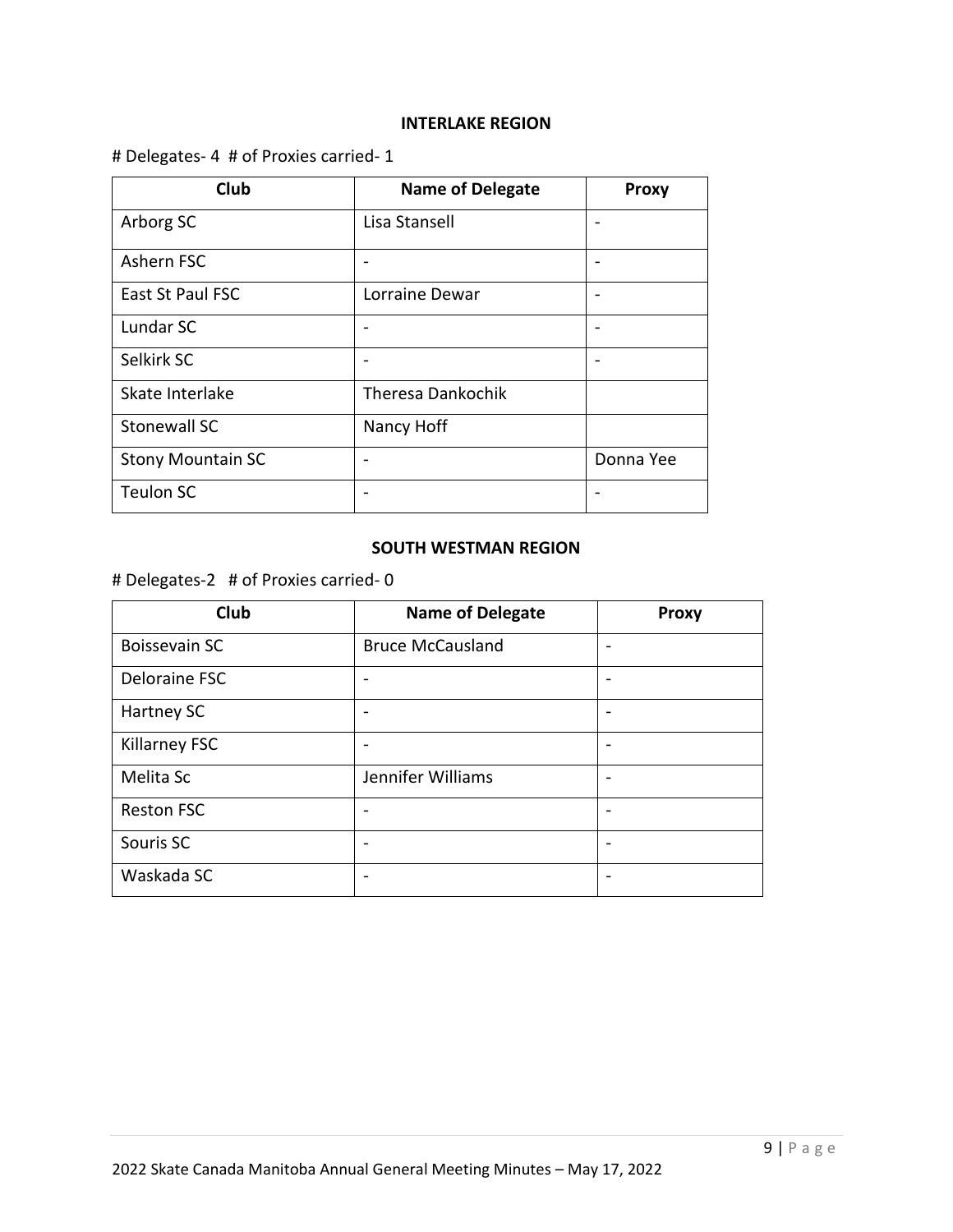**INTERLAKE REGION**

# Delegates- 4 # of Proxies carried- 1

| Club | Name of Delegate | Proxy |
|---|---|---|
| Arborg SC | Lisa Stansell | - |
| Ashern FSC | - | - |
| East St Paul FSC | Lorraine Dewar | - |
| Lundar SC | - | - |
| Selkirk SC | - | - |
| Skate Interlake | Theresa Dankochik | |
| Stonewall SC | Nancy Hoff | |
| Stony Mountain SC | - | Donna Yee |
| Teulon SC | - | - |

**SOUTH WESTMAN REGION**

# Delegates-2 # of Proxies carried- 0

| Club | Name of Delegate | Proxy |
|---|---|---|
| Boissevain SC | Bruce McCausland | - |
| Deloraine FSC | - | - |
| Hartney SC | - | - |
| Killarney FSC | - | - |
| Melita Sc | Jennifer Williams | - |
| Reston FSC | - | - |
| Souris SC | - | - |
| Waskada SC | - | - |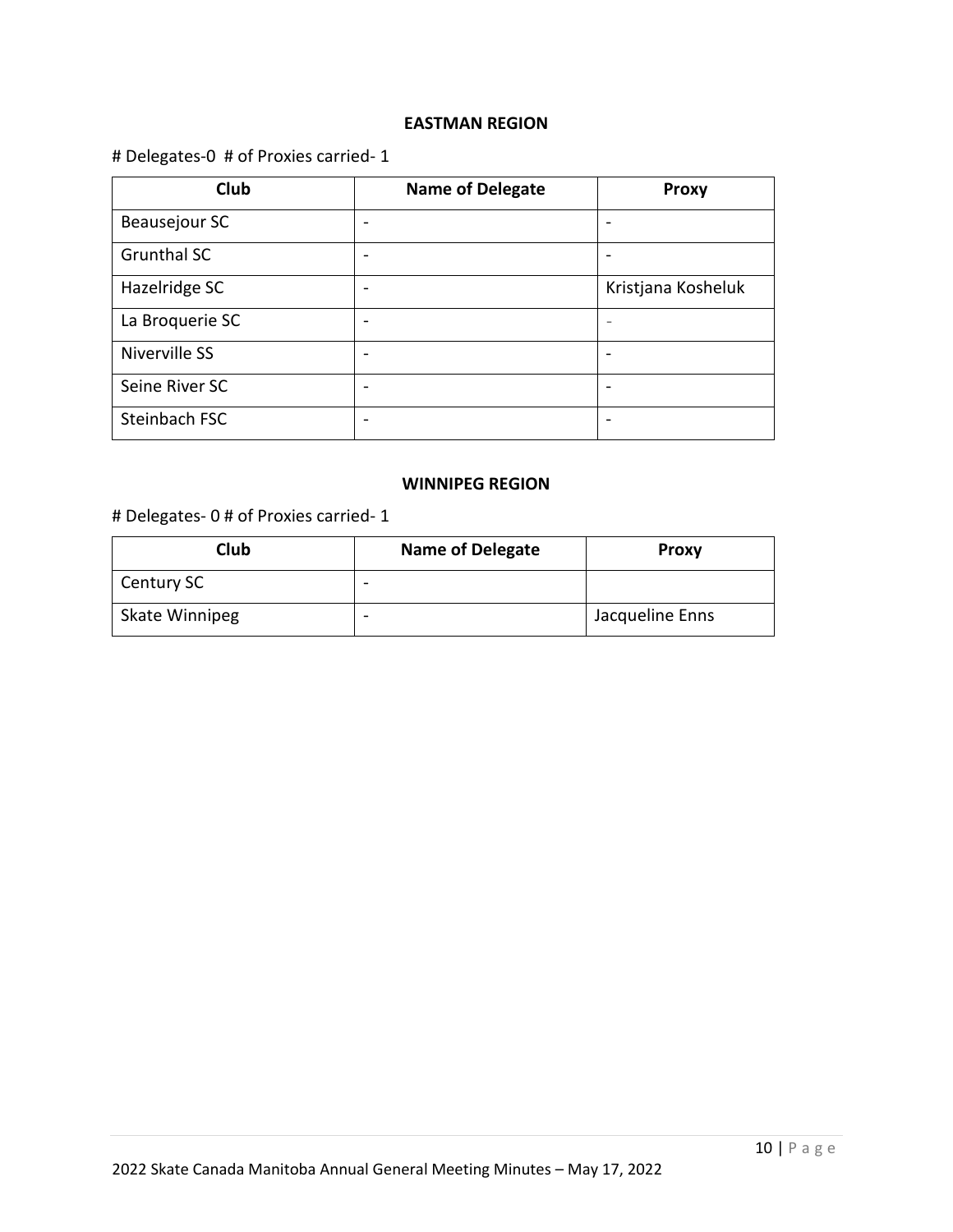### EASTMAN REGION

# Delegates-0  # of Proxies carried- 1

| Club | Name of Delegate | Proxy |
|---|---|---|
| Beausejour SC | - | - |
| Grunthal SC | - | - |
| Hazelridge SC | - | Kristjana Kosheluk |
| La Broquerie SC | - | - |
| Niverville SS | - | - |
| Seine River SC | - | - |
| Steinbach FSC | - | - |

### WINNIPEG REGION

# Delegates- 0 # of Proxies carried- 1

| Club | Name of Delegate | Proxy |
|---|---|---|
| Century SC | - | |
| Skate Winnipeg | - | Jacqueline Enns |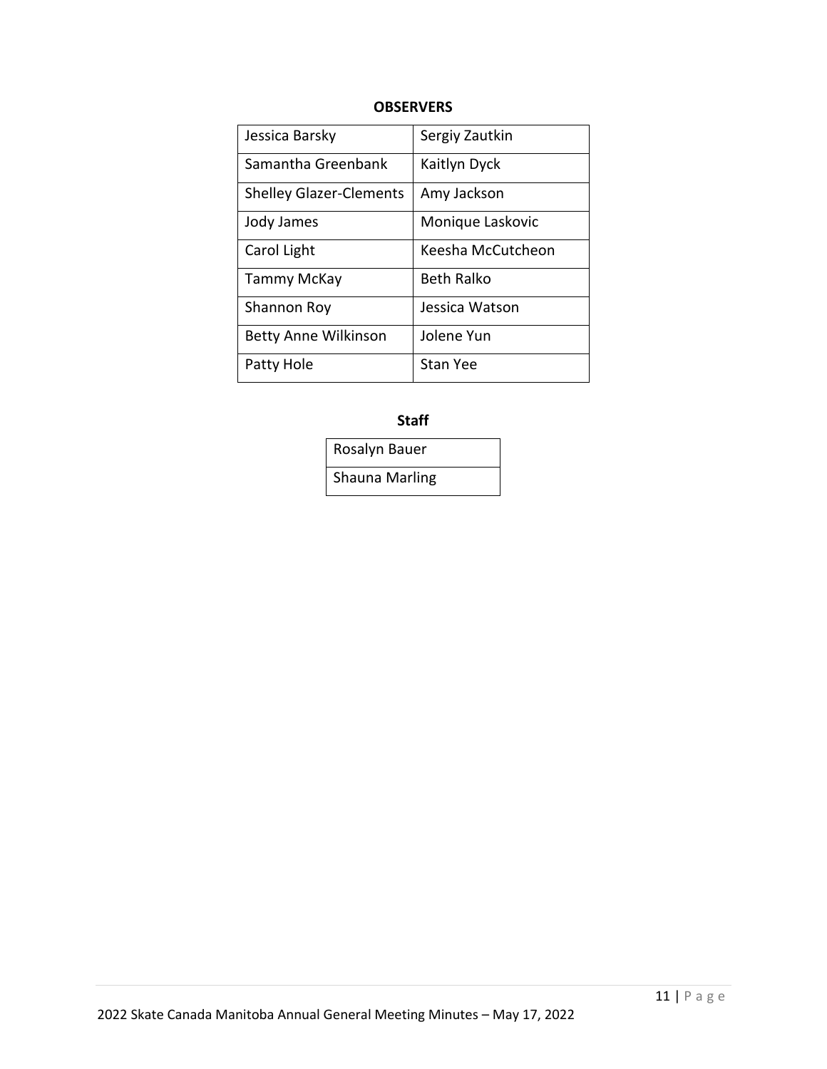**OBSERVERS**

| | |
|---|---|
| Jessica Barsky | Sergiy Zautkin |
| Samantha Greenbank | Kaitlyn Dyck |
| Shelley Glazer-Clements | Amy Jackson |
| Jody James | Monique Laskovic |
| Carol Light | Keesha McCutcheon |
| Tammy McKay | Beth Ralko |
| Shannon Roy | Jessica Watson |
| Betty Anne Wilkinson | Jolene Yun |
| Patty Hole | Stan Yee |

**Staff**

| |
|---|
| Rosalyn Bauer |
| Shauna Marling |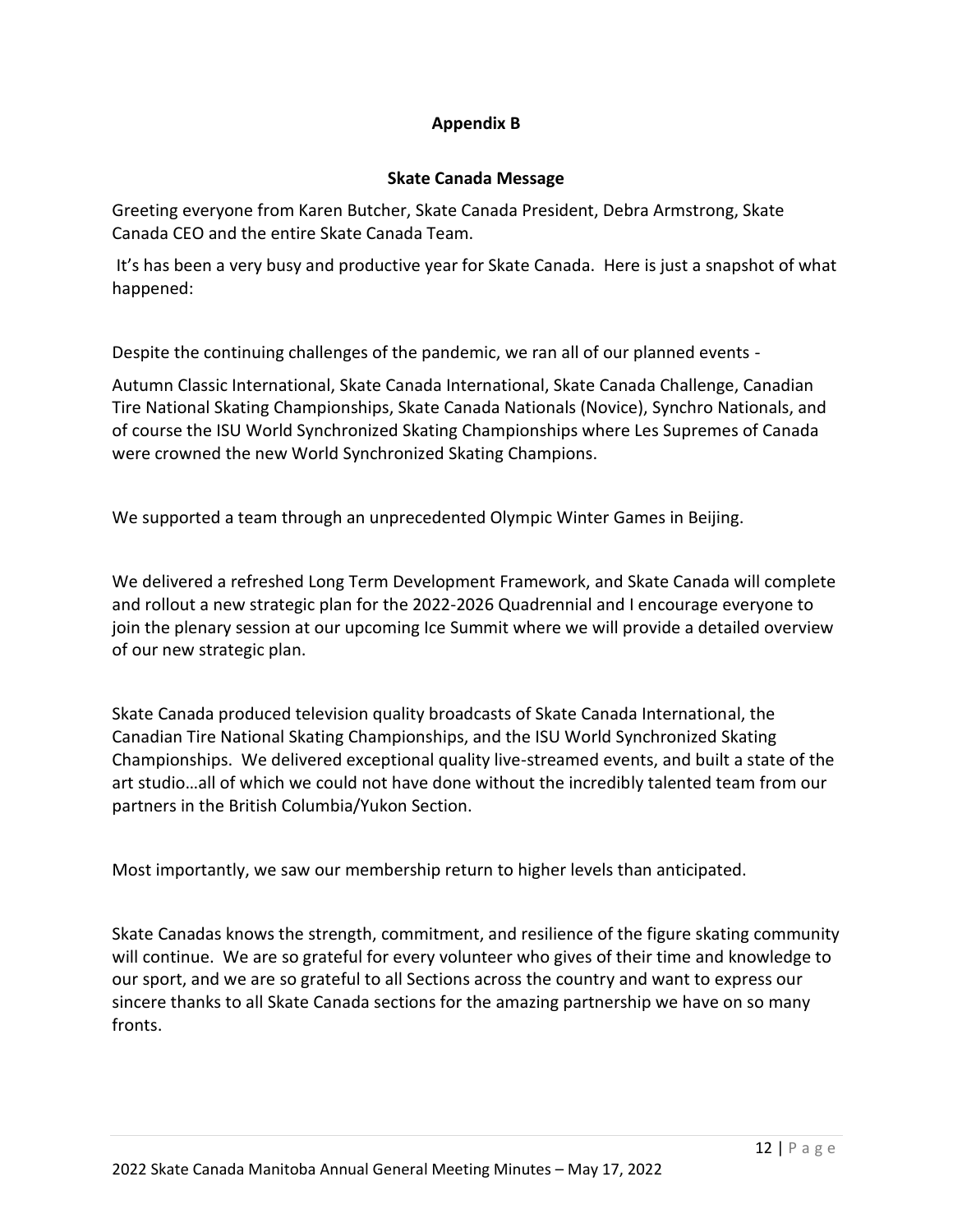## Appendix B

### Skate Canada Message

Greeting everyone from Karen Butcher, Skate Canada President, Debra Armstrong, Skate Canada CEO and the entire Skate Canada Team.

It's has been a very busy and productive year for Skate Canada. Here is just a snapshot of what happened:

Despite the continuing challenges of the pandemic, we ran all of our planned events -

Autumn Classic International, Skate Canada International, Skate Canada Challenge, Canadian Tire National Skating Championships, Skate Canada Nationals (Novice), Synchro Nationals, and of course the ISU World Synchronized Skating Championships where Les Supremes of Canada were crowned the new World Synchronized Skating Champions.

We supported a team through an unprecedented Olympic Winter Games in Beijing.

We delivered a refreshed Long Term Development Framework, and Skate Canada will complete and rollout a new strategic plan for the 2022-2026 Quadrennial and I encourage everyone to join the plenary session at our upcoming Ice Summit where we will provide a detailed overview of our new strategic plan.

Skate Canada produced television quality broadcasts of Skate Canada International, the Canadian Tire National Skating Championships, and the ISU World Synchronized Skating Championships. We delivered exceptional quality live-streamed events, and built a state of the art studio…all of which we could not have done without the incredibly talented team from our partners in the British Columbia/Yukon Section.

Most importantly, we saw our membership return to higher levels than anticipated.

Skate Canadas knows the strength, commitment, and resilience of the figure skating community will continue. We are so grateful for every volunteer who gives of their time and knowledge to our sport, and we are so grateful to all Sections across the country and want to express our sincere thanks to all Skate Canada sections for the amazing partnership we have on so many fronts.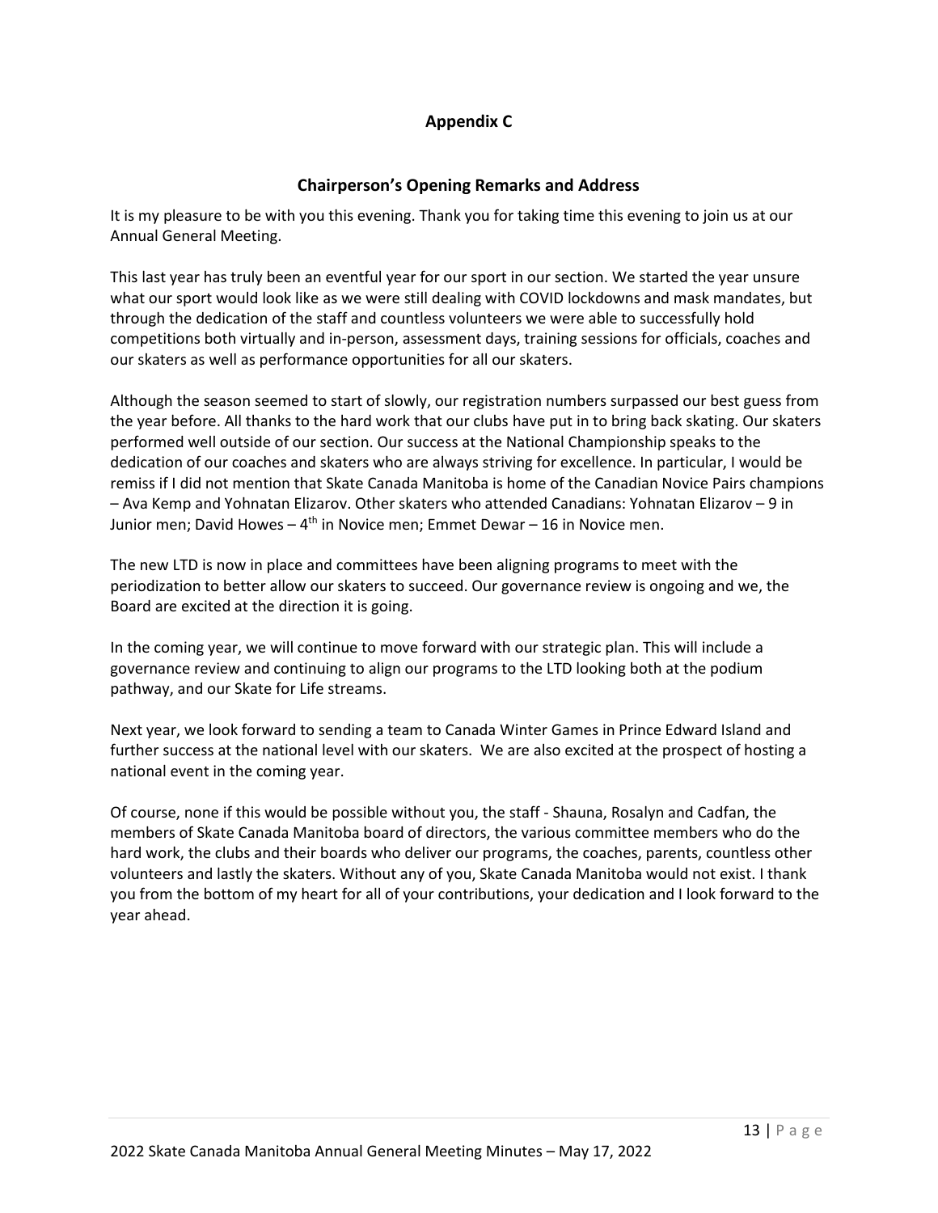## Appendix C

### Chairperson's Opening Remarks and Address

It is my pleasure to be with you this evening. Thank you for taking time this evening to join us at our Annual General Meeting.

This last year has truly been an eventful year for our sport in our section. We started the year unsure what our sport would look like as we were still dealing with COVID lockdowns and mask mandates, but through the dedication of the staff and countless volunteers we were able to successfully hold competitions both virtually and in-person, assessment days, training sessions for officials, coaches and our skaters as well as performance opportunities for all our skaters.

Although the season seemed to start of slowly, our registration numbers surpassed our best guess from the year before. All thanks to the hard work that our clubs have put in to bring back skating. Our skaters performed well outside of our section. Our success at the National Championship speaks to the dedication of our coaches and skaters who are always striving for excellence. In particular, I would be remiss if I did not mention that Skate Canada Manitoba is home of the Canadian Novice Pairs champions – Ava Kemp and Yohnatan Elizarov. Other skaters who attended Canadians: Yohnatan Elizarov – 9 in Junior men; David Howes – 4th in Novice men; Emmet Dewar – 16 in Novice men.

The new LTD is now in place and committees have been aligning programs to meet with the periodization to better allow our skaters to succeed. Our governance review is ongoing and we, the Board are excited at the direction it is going.

In the coming year, we will continue to move forward with our strategic plan. This will include a governance review and continuing to align our programs to the LTD looking both at the podium pathway, and our Skate for Life streams.

Next year, we look forward to sending a team to Canada Winter Games in Prince Edward Island and further success at the national level with our skaters. We are also excited at the prospect of hosting a national event in the coming year.

Of course, none if this would be possible without you, the staff - Shauna, Rosalyn and Cadfan, the members of Skate Canada Manitoba board of directors, the various committee members who do the hard work, the clubs and their boards who deliver our programs, the coaches, parents, countless other volunteers and lastly the skaters. Without any of you, Skate Canada Manitoba would not exist. I thank you from the bottom of my heart for all of your contributions, your dedication and I look forward to the year ahead.